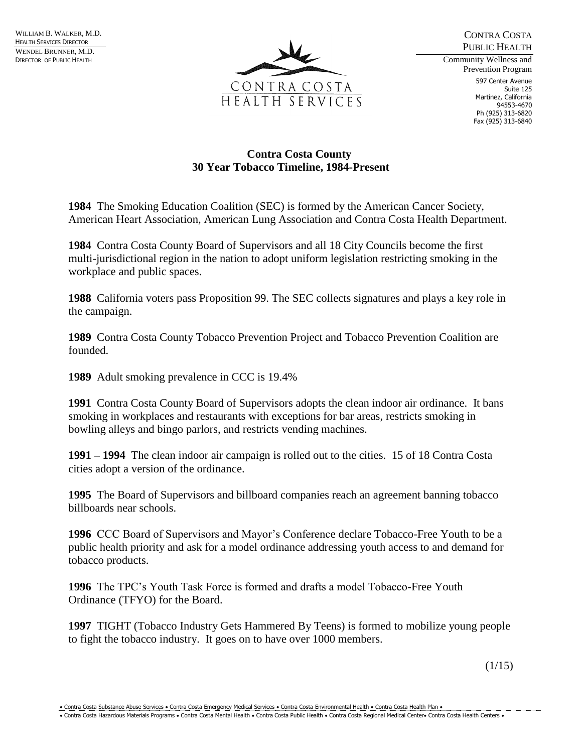WILLIAM B. WALKER, M.D.
HEALTH SERVICES DIRECTOR
WENDEL BRUNNER, M.D.
DIRECTOR OF PUBLIC HEALTH

CONTRA COSTA
HEALTH SERVICES

CONTRA COSTA
PUBLIC HEALTH
Community Wellness and
Prevention Program
597 Center Avenue
Suite 125
Martinez, California
94553-4670
Ph (925) 313-6820
Fax (925) 313-6840

## Contra Costa County
## 30 Year Tobacco Timeline, 1984-Present

**1984** The Smoking Education Coalition (SEC) is formed by the American Cancer Society, American Heart Association, American Lung Association and Contra Costa Health Department.

**1984** Contra Costa County Board of Supervisors and all 18 City Councils become the first multi-jurisdictional region in the nation to adopt uniform legislation restricting smoking in the workplace and public spaces.

**1988** California voters pass Proposition 99. The SEC collects signatures and plays a key role in the campaign.

**1989** Contra Costa County Tobacco Prevention Project and Tobacco Prevention Coalition are founded.

**1989** Adult smoking prevalence in CCC is 19.4%

**1991** Contra Costa County Board of Supervisors adopts the clean indoor air ordinance. It bans smoking in workplaces and restaurants with exceptions for bar areas, restricts smoking in bowling alleys and bingo parlors, and restricts vending machines.

**1991 – 1994** The clean indoor air campaign is rolled out to the cities. 15 of 18 Contra Costa cities adopt a version of the ordinance.

**1995** The Board of Supervisors and billboard companies reach an agreement banning tobacco billboards near schools.

**1996** CCC Board of Supervisors and Mayor's Conference declare Tobacco-Free Youth to be a public health priority and ask for a model ordinance addressing youth access to and demand for tobacco products.

**1996** The TPC's Youth Task Force is formed and drafts a model Tobacco-Free Youth Ordinance (TFYO) for the Board.

**1997** TIGHT (Tobacco Industry Gets Hammered By Teens) is formed to mobilize young people to fight the tobacco industry. It goes on to have over 1000 members.

(1/15)

• Contra Costa Substance Abuse Services • Contra Costa Emergency Medical Services • Contra Costa Environmental Health • Contra Costa Health Plan •
• Contra Costa Hazardous Materials Programs • Contra Costa Mental Health • Contra Costa Public Health • Contra Costa Regional Medical Center• Contra Costa Health Centers •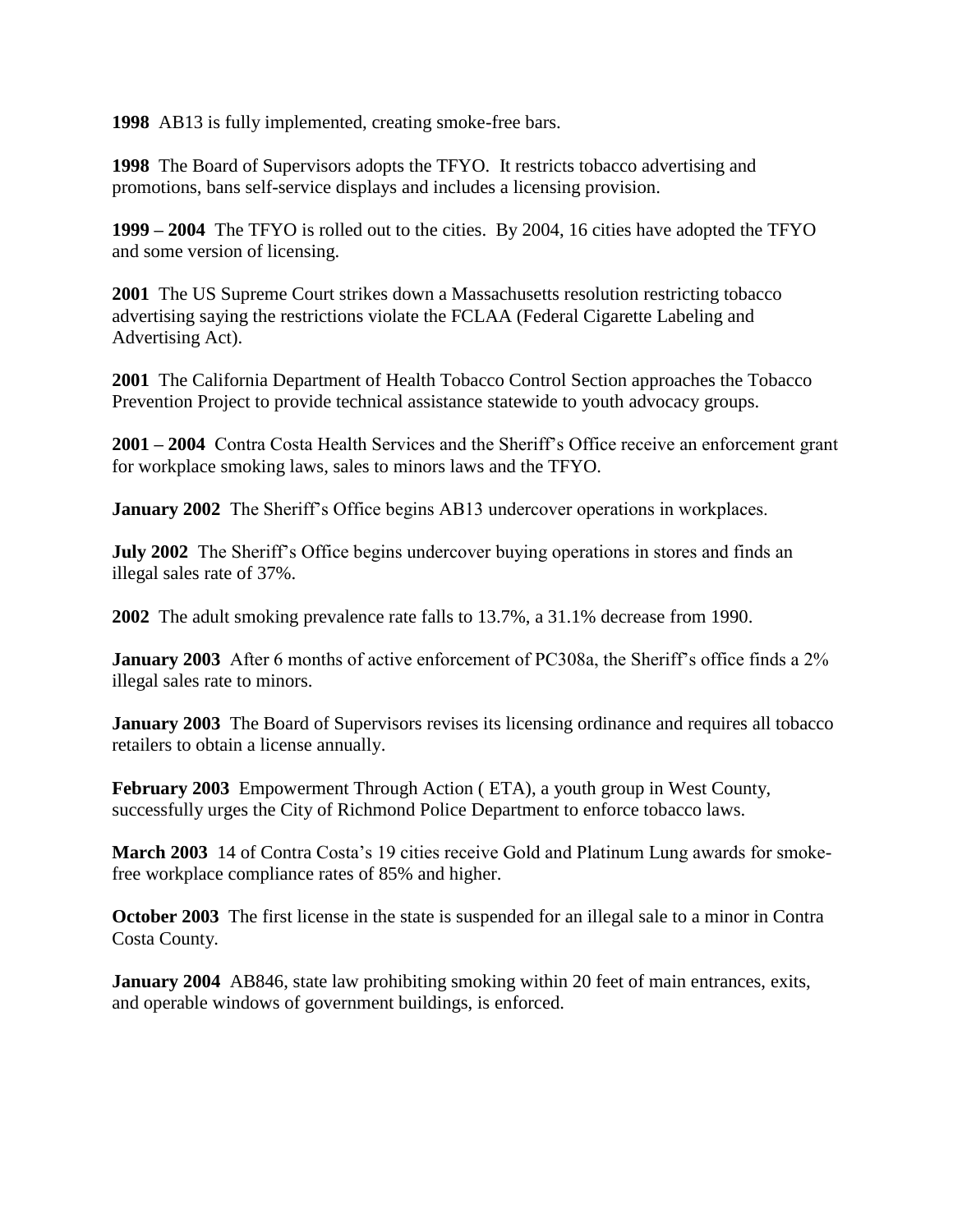**1998** AB13 is fully implemented, creating smoke-free bars.

**1998** The Board of Supervisors adopts the TFYO. It restricts tobacco advertising and promotions, bans self-service displays and includes a licensing provision.

**1999 – 2004** The TFYO is rolled out to the cities. By 2004, 16 cities have adopted the TFYO and some version of licensing.

**2001** The US Supreme Court strikes down a Massachusetts resolution restricting tobacco advertising saying the restrictions violate the FCLAA (Federal Cigarette Labeling and Advertising Act).

**2001** The California Department of Health Tobacco Control Section approaches the Tobacco Prevention Project to provide technical assistance statewide to youth advocacy groups.

**2001 – 2004** Contra Costa Health Services and the Sheriff's Office receive an enforcement grant for workplace smoking laws, sales to minors laws and the TFYO.

**January 2002** The Sheriff's Office begins AB13 undercover operations in workplaces.

**July 2002** The Sheriff's Office begins undercover buying operations in stores and finds an illegal sales rate of 37%.

**2002** The adult smoking prevalence rate falls to 13.7%, a 31.1% decrease from 1990.

**January 2003** After 6 months of active enforcement of PC308a, the Sheriff's office finds a 2% illegal sales rate to minors.

**January 2003** The Board of Supervisors revises its licensing ordinance and requires all tobacco retailers to obtain a license annually.

**February 2003** Empowerment Through Action ( ETA), a youth group in West County, successfully urges the City of Richmond Police Department to enforce tobacco laws.

**March 2003** 14 of Contra Costa's 19 cities receive Gold and Platinum Lung awards for smoke-free workplace compliance rates of 85% and higher.

**October 2003** The first license in the state is suspended for an illegal sale to a minor in Contra Costa County.

**January 2004** AB846, state law prohibiting smoking within 20 feet of main entrances, exits, and operable windows of government buildings, is enforced.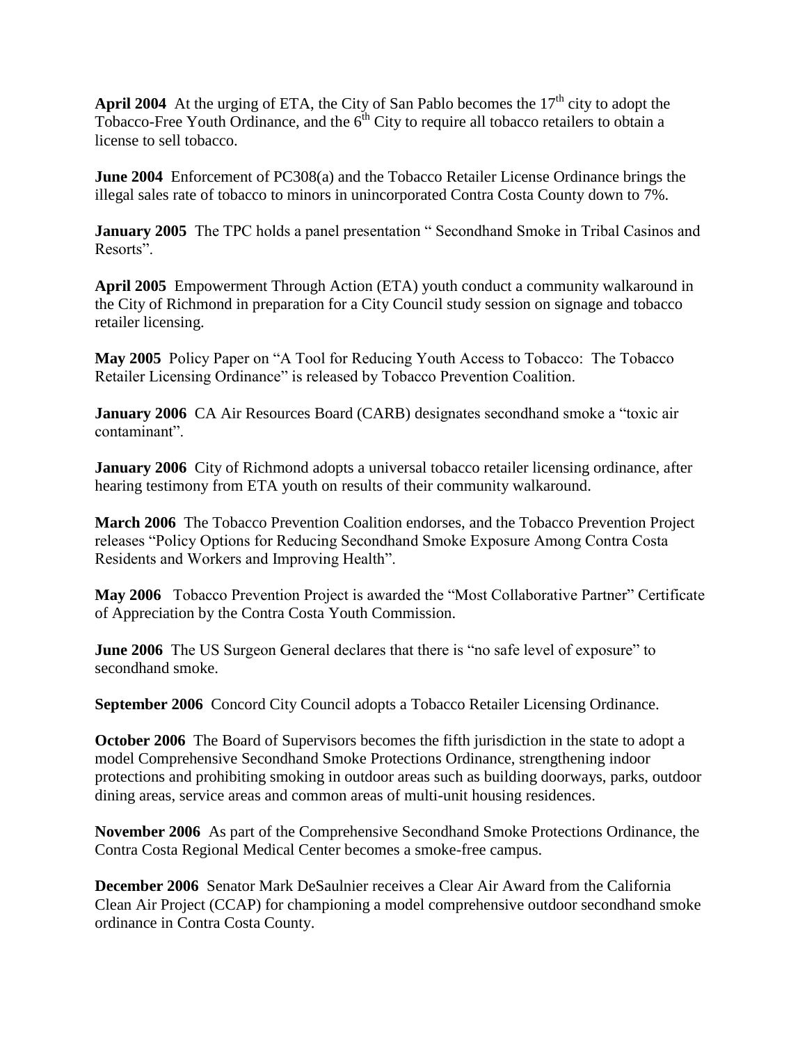**April 2004** At the urging of ETA, the City of San Pablo becomes the 17th city to adopt the Tobacco-Free Youth Ordinance, and the 6th City to require all tobacco retailers to obtain a license to sell tobacco.

**June 2004** Enforcement of PC308(a) and the Tobacco Retailer License Ordinance brings the illegal sales rate of tobacco to minors in unincorporated Contra Costa County down to 7%.

**January 2005** The TPC holds a panel presentation " Secondhand Smoke in Tribal Casinos and Resorts".

**April 2005** Empowerment Through Action (ETA) youth conduct a community walkaround in the City of Richmond in preparation for a City Council study session on signage and tobacco retailer licensing.

**May 2005** Policy Paper on "A Tool for Reducing Youth Access to Tobacco: The Tobacco Retailer Licensing Ordinance" is released by Tobacco Prevention Coalition.

**January 2006** CA Air Resources Board (CARB) designates secondhand smoke a "toxic air contaminant".

**January 2006** City of Richmond adopts a universal tobacco retailer licensing ordinance, after hearing testimony from ETA youth on results of their community walkaround.

**March 2006** The Tobacco Prevention Coalition endorses, and the Tobacco Prevention Project releases "Policy Options for Reducing Secondhand Smoke Exposure Among Contra Costa Residents and Workers and Improving Health".

**May 2006** Tobacco Prevention Project is awarded the "Most Collaborative Partner" Certificate of Appreciation by the Contra Costa Youth Commission.

**June 2006** The US Surgeon General declares that there is "no safe level of exposure" to secondhand smoke.

**September 2006** Concord City Council adopts a Tobacco Retailer Licensing Ordinance.

**October 2006** The Board of Supervisors becomes the fifth jurisdiction in the state to adopt a model Comprehensive Secondhand Smoke Protections Ordinance, strengthening indoor protections and prohibiting smoking in outdoor areas such as building doorways, parks, outdoor dining areas, service areas and common areas of multi-unit housing residences.

**November 2006** As part of the Comprehensive Secondhand Smoke Protections Ordinance, the Contra Costa Regional Medical Center becomes a smoke-free campus.

**December 2006** Senator Mark DeSaulnier receives a Clear Air Award from the California Clean Air Project (CCAP) for championing a model comprehensive outdoor secondhand smoke ordinance in Contra Costa County.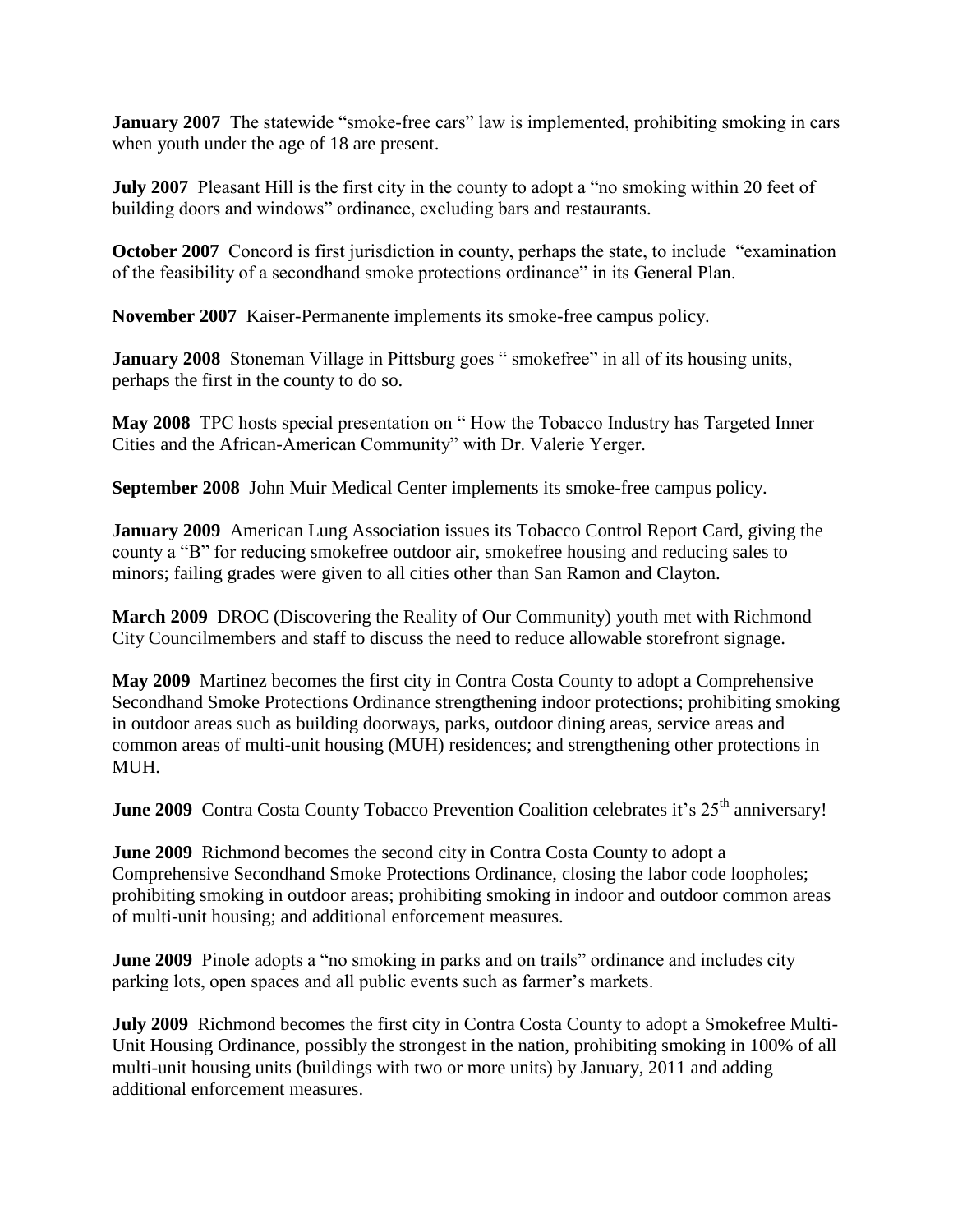**January 2007** The statewide "smoke-free cars" law is implemented, prohibiting smoking in cars when youth under the age of 18 are present.

**July 2007** Pleasant Hill is the first city in the county to adopt a "no smoking within 20 feet of building doors and windows" ordinance, excluding bars and restaurants.

**October 2007** Concord is first jurisdiction in county, perhaps the state, to include "examination of the feasibility of a secondhand smoke protections ordinance" in its General Plan.

**November 2007** Kaiser-Permanente implements its smoke-free campus policy.

**January 2008** Stoneman Village in Pittsburg goes " smokefree" in all of its housing units, perhaps the first in the county to do so.

**May 2008** TPC hosts special presentation on " How the Tobacco Industry has Targeted Inner Cities and the African-American Community" with Dr. Valerie Yerger.

**September 2008** John Muir Medical Center implements its smoke-free campus policy.

**January 2009** American Lung Association issues its Tobacco Control Report Card, giving the county a "B" for reducing smokefree outdoor air, smokefree housing and reducing sales to minors; failing grades were given to all cities other than San Ramon and Clayton.

**March 2009** DROC (Discovering the Reality of Our Community) youth met with Richmond City Councilmembers and staff to discuss the need to reduce allowable storefront signage.

**May 2009** Martinez becomes the first city in Contra Costa County to adopt a Comprehensive Secondhand Smoke Protections Ordinance strengthening indoor protections; prohibiting smoking in outdoor areas such as building doorways, parks, outdoor dining areas, service areas and common areas of multi-unit housing (MUH) residences; and strengthening other protections in MUH.

**June 2009** Contra Costa County Tobacco Prevention Coalition celebrates it's 25th anniversary!

**June 2009** Richmond becomes the second city in Contra Costa County to adopt a Comprehensive Secondhand Smoke Protections Ordinance, closing the labor code loopholes; prohibiting smoking in outdoor areas; prohibiting smoking in indoor and outdoor common areas of multi-unit housing; and additional enforcement measures.

**June 2009** Pinole adopts a "no smoking in parks and on trails" ordinance and includes city parking lots, open spaces and all public events such as farmer's markets.

**July 2009** Richmond becomes the first city in Contra Costa County to adopt a Smokefree Multi-Unit Housing Ordinance, possibly the strongest in the nation, prohibiting smoking in 100% of all multi-unit housing units (buildings with two or more units) by January, 2011 and adding additional enforcement measures.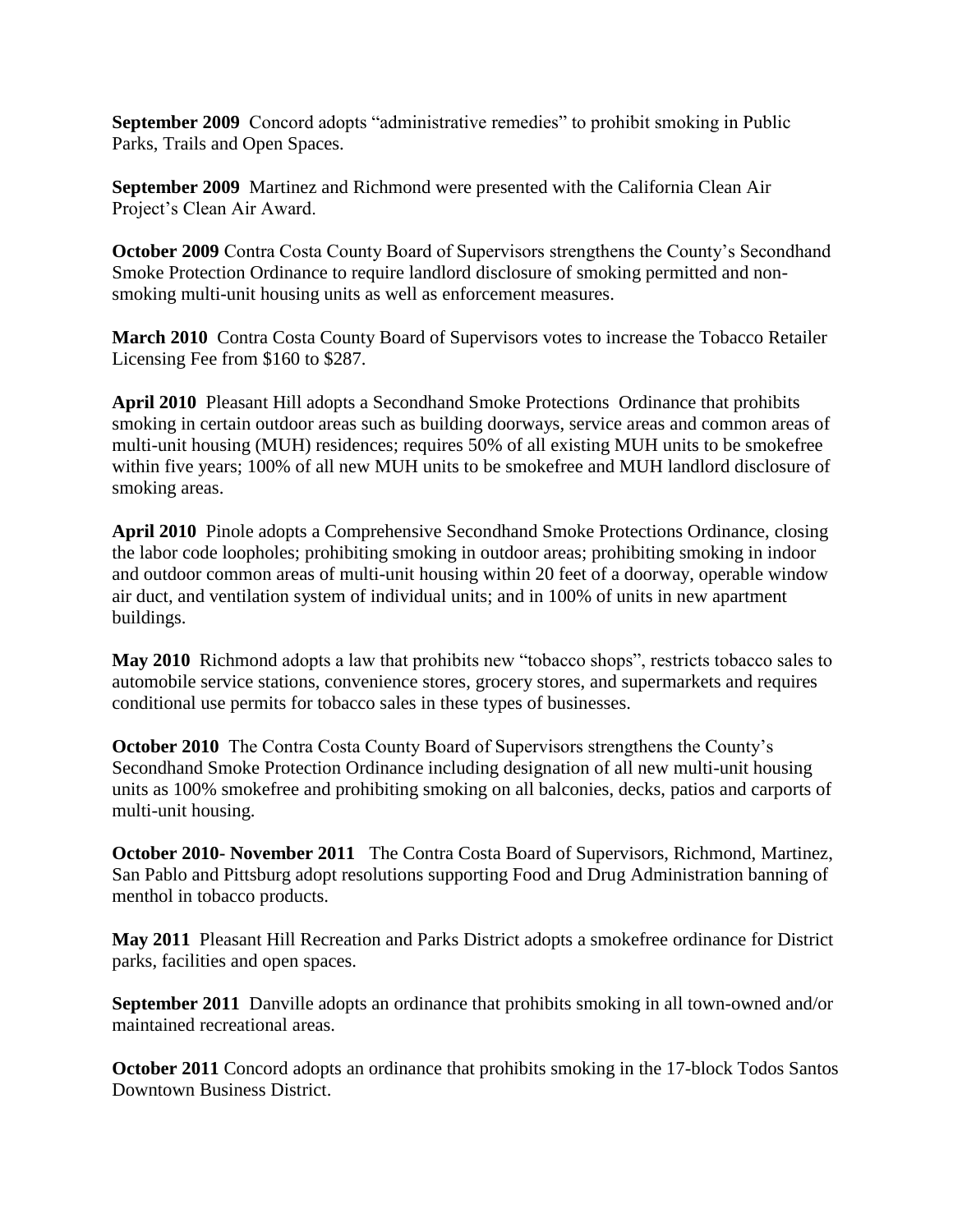**September 2009** Concord adopts “administrative remedies” to prohibit smoking in Public Parks, Trails and Open Spaces.

**September 2009** Martinez and Richmond were presented with the California Clean Air Project’s Clean Air Award.

**October 2009** Contra Costa County Board of Supervisors strengthens the County’s Secondhand Smoke Protection Ordinance to require landlord disclosure of smoking permitted and non-smoking multi-unit housing units as well as enforcement measures.

**March 2010** Contra Costa County Board of Supervisors votes to increase the Tobacco Retailer Licensing Fee from $160 to $287.

**April 2010** Pleasant Hill adopts a Secondhand Smoke Protections Ordinance that prohibits smoking in certain outdoor areas such as building doorways, service areas and common areas of multi-unit housing (MUH) residences; requires 50% of all existing MUH units to be smokefree within five years; 100% of all new MUH units to be smokefree and MUH landlord disclosure of smoking areas.

**April 2010** Pinole adopts a Comprehensive Secondhand Smoke Protections Ordinance, closing the labor code loopholes; prohibiting smoking in outdoor areas; prohibiting smoking in indoor and outdoor common areas of multi-unit housing within 20 feet of a doorway, operable window air duct, and ventilation system of individual units; and in 100% of units in new apartment buildings.

**May 2010** Richmond adopts a law that prohibits new “tobacco shops”, restricts tobacco sales to automobile service stations, convenience stores, grocery stores, and supermarkets and requires conditional use permits for tobacco sales in these types of businesses.

**October 2010** The Contra Costa County Board of Supervisors strengthens the County’s Secondhand Smoke Protection Ordinance including designation of all new multi-unit housing units as 100% smokefree and prohibiting smoking on all balconies, decks, patios and carports of multi-unit housing.

**October 2010- November 2011** The Contra Costa Board of Supervisors, Richmond, Martinez, San Pablo and Pittsburg adopt resolutions supporting Food and Drug Administration banning of menthol in tobacco products.

**May 2011** Pleasant Hill Recreation and Parks District adopts a smokefree ordinance for District parks, facilities and open spaces.

**September 2011** Danville adopts an ordinance that prohibits smoking in all town-owned and/or maintained recreational areas.

**October 2011** Concord adopts an ordinance that prohibits smoking in the 17-block Todos Santos Downtown Business District.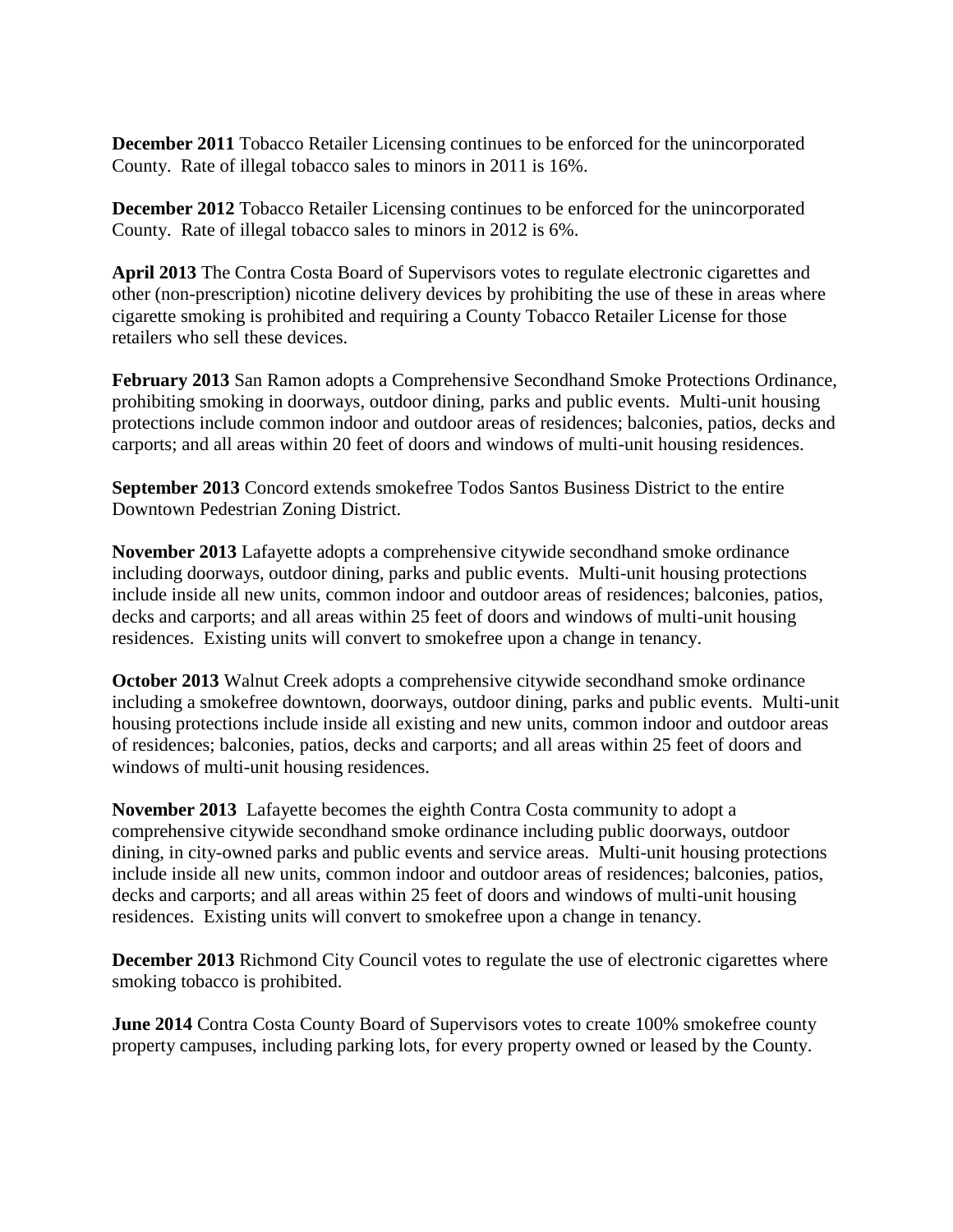**December 2011** Tobacco Retailer Licensing continues to be enforced for the unincorporated County. Rate of illegal tobacco sales to minors in 2011 is 16%.

**December 2012** Tobacco Retailer Licensing continues to be enforced for the unincorporated County. Rate of illegal tobacco sales to minors in 2012 is 6%.

**April 2013** The Contra Costa Board of Supervisors votes to regulate electronic cigarettes and other (non-prescription) nicotine delivery devices by prohibiting the use of these in areas where cigarette smoking is prohibited and requiring a County Tobacco Retailer License for those retailers who sell these devices.

**February 2013** San Ramon adopts a Comprehensive Secondhand Smoke Protections Ordinance, prohibiting smoking in doorways, outdoor dining, parks and public events. Multi-unit housing protections include common indoor and outdoor areas of residences; balconies, patios, decks and carports; and all areas within 20 feet of doors and windows of multi-unit housing residences.

**September 2013** Concord extends smokefree Todos Santos Business District to the entire Downtown Pedestrian Zoning District.

**November 2013** Lafayette adopts a comprehensive citywide secondhand smoke ordinance including doorways, outdoor dining, parks and public events. Multi-unit housing protections include inside all new units, common indoor and outdoor areas of residences; balconies, patios, decks and carports; and all areas within 25 feet of doors and windows of multi-unit housing residences. Existing units will convert to smokefree upon a change in tenancy.

**October 2013** Walnut Creek adopts a comprehensive citywide secondhand smoke ordinance including a smokefree downtown, doorways, outdoor dining, parks and public events. Multi-unit housing protections include inside all existing and new units, common indoor and outdoor areas of residences; balconies, patios, decks and carports; and all areas within 25 feet of doors and windows of multi-unit housing residences.

**November 2013** Lafayette becomes the eighth Contra Costa community to adopt a comprehensive citywide secondhand smoke ordinance including public doorways, outdoor dining, in city-owned parks and public events and service areas. Multi-unit housing protections include inside all new units, common indoor and outdoor areas of residences; balconies, patios, decks and carports; and all areas within 25 feet of doors and windows of multi-unit housing residences. Existing units will convert to smokefree upon a change in tenancy.

**December 2013** Richmond City Council votes to regulate the use of electronic cigarettes where smoking tobacco is prohibited.

**June 2014** Contra Costa County Board of Supervisors votes to create 100% smokefree county property campuses, including parking lots, for every property owned or leased by the County.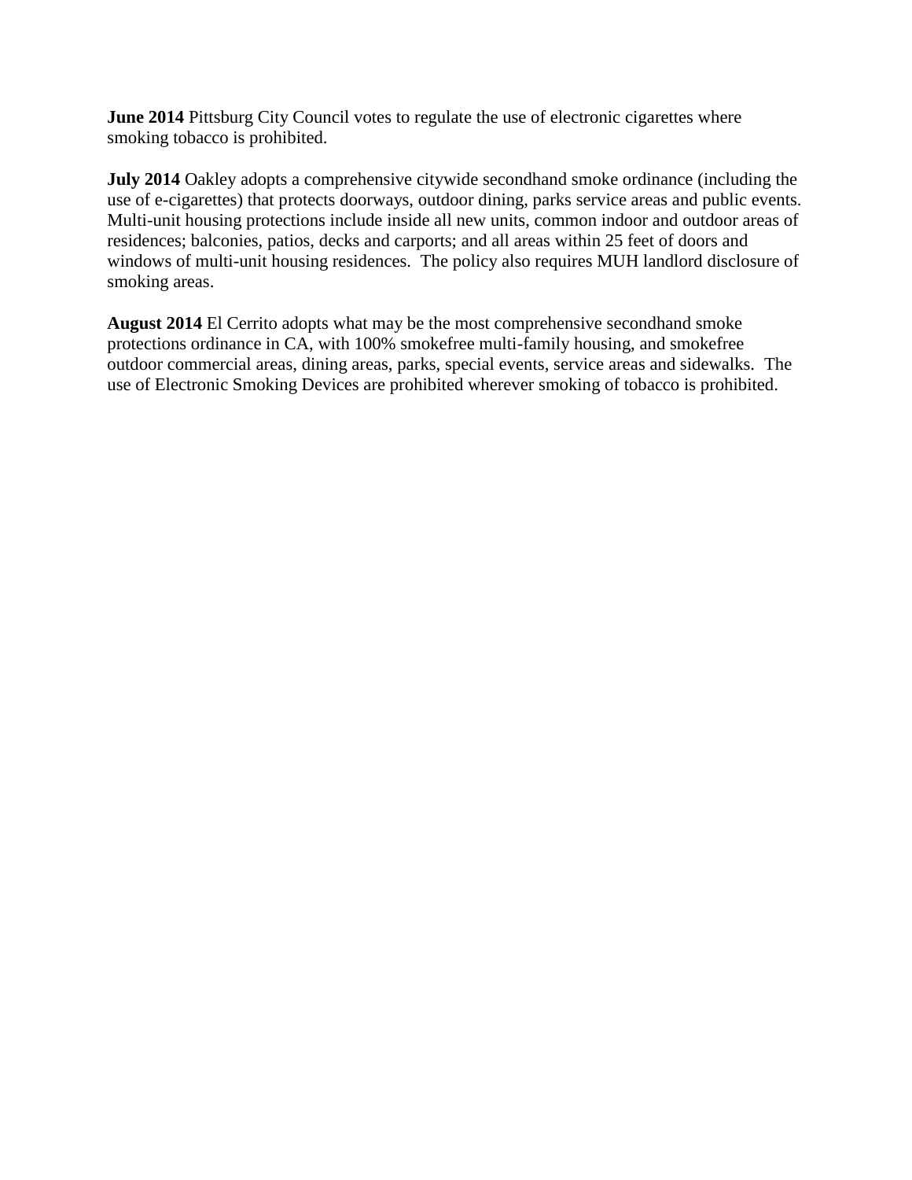**June 2014** Pittsburg City Council votes to regulate the use of electronic cigarettes where smoking tobacco is prohibited.

**July 2014** Oakley adopts a comprehensive citywide secondhand smoke ordinance (including the use of e-cigarettes) that protects doorways, outdoor dining, parks service areas and public events. Multi-unit housing protections include inside all new units, common indoor and outdoor areas of residences; balconies, patios, decks and carports; and all areas within 25 feet of doors and windows of multi-unit housing residences. The policy also requires MUH landlord disclosure of smoking areas.

**August 2014** El Cerrito adopts what may be the most comprehensive secondhand smoke protections ordinance in CA, with 100% smokefree multi-family housing, and smokefree outdoor commercial areas, dining areas, parks, special events, service areas and sidewalks. The use of Electronic Smoking Devices are prohibited wherever smoking of tobacco is prohibited.